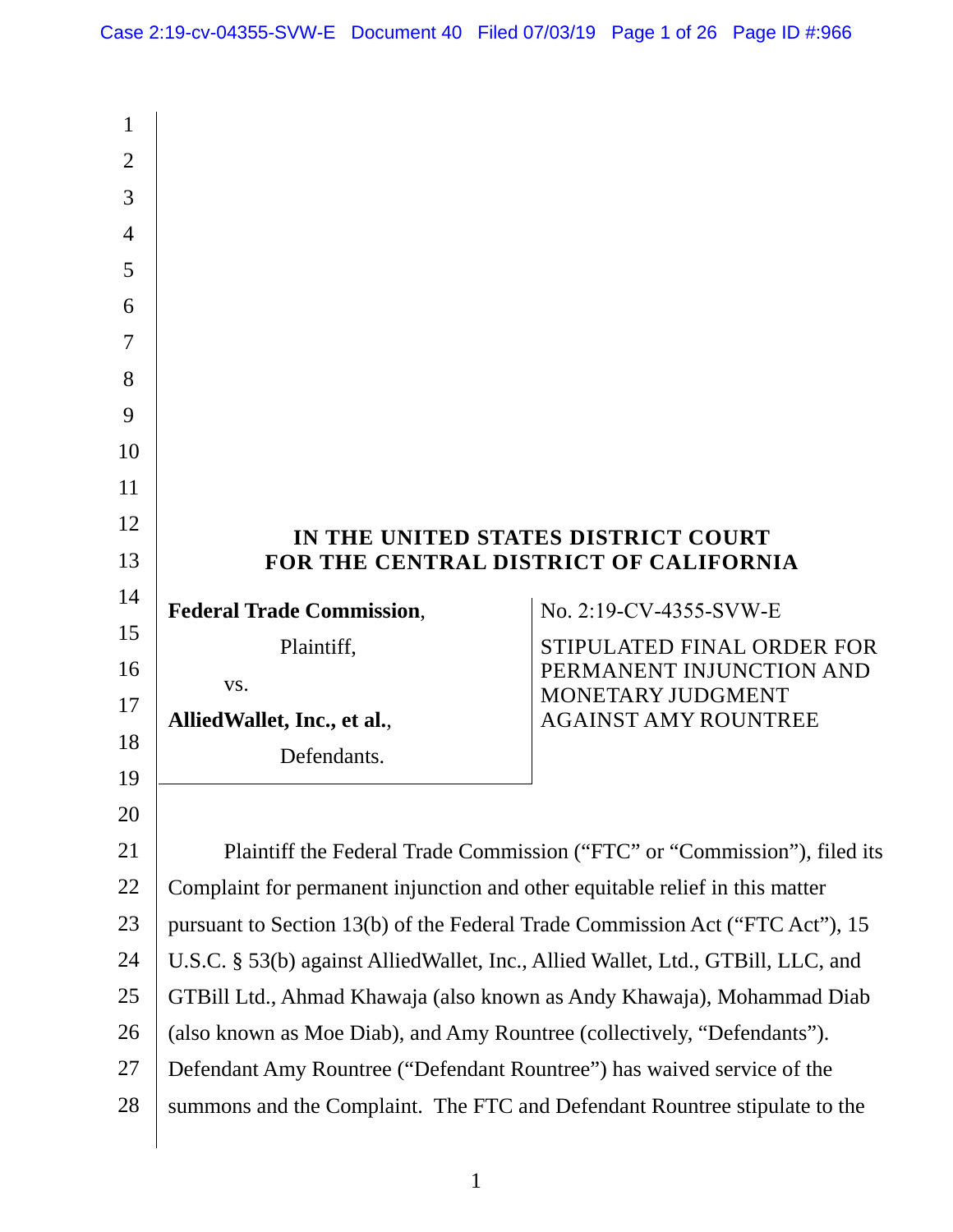**IN THE UNITED STATES DISTRICT COURT**
**FOR THE CENTRAL DISTRICT OF CALIFORNIA**

| | |
|---|---|
| **Federal Trade Commission**,<br><br>Plaintiff,<br><br>vs.<br><br>**AlliedWallet, Inc., et al.**,<br><br>Defendants. | No. 2:19-CV-4355-SVW-E<br><br>STIPULATED FINAL ORDER FOR PERMANENT INJUNCTION AND MONETARY JUDGMENT AGAINST AMY ROUNTREE |

Plaintiff the Federal Trade Commission ("FTC" or "Commission"), filed its Complaint for permanent injunction and other equitable relief in this matter pursuant to Section 13(b) of the Federal Trade Commission Act ("FTC Act"), 15 U.S.C. § 53(b) against AlliedWallet, Inc., Allied Wallet, Ltd., GTBill, LLC, and GTBill Ltd., Ahmad Khawaja (also known as Andy Khawaja), Mohammad Diab (also known as Moe Diab), and Amy Rountree (collectively, "Defendants"). Defendant Amy Rountree ("Defendant Rountree") has waived service of the summons and the Complaint. The FTC and Defendant Rountree stipulate to the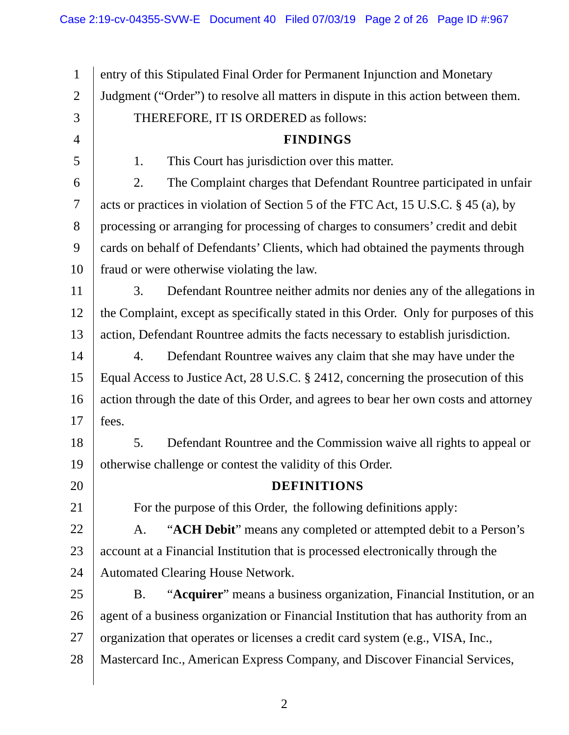entry of this Stipulated Final Order for Permanent Injunction and Monetary Judgment ("Order") to resolve all matters in dispute in this action between them.

THEREFORE, IT IS ORDERED as follows:

## FINDINGS

1. This Court has jurisdiction over this matter.

2. The Complaint charges that Defendant Rountree participated in unfair acts or practices in violation of Section 5 of the FTC Act, 15 U.S.C. § 45 (a), by processing or arranging for processing of charges to consumers' credit and debit cards on behalf of Defendants' Clients, which had obtained the payments through fraud or were otherwise violating the law.

3. Defendant Rountree neither admits nor denies any of the allegations in the Complaint, except as specifically stated in this Order. Only for purposes of this action, Defendant Rountree admits the facts necessary to establish jurisdiction.

4. Defendant Rountree waives any claim that she may have under the Equal Access to Justice Act, 28 U.S.C. § 2412, concerning the prosecution of this action through the date of this Order, and agrees to bear her own costs and attorney fees.

5. Defendant Rountree and the Commission waive all rights to appeal or otherwise challenge or contest the validity of this Order.

## DEFINITIONS

For the purpose of this Order, the following definitions apply:

A. "**ACH Debit**" means any completed or attempted debit to a Person's account at a Financial Institution that is processed electronically through the Automated Clearing House Network.

B. "**Acquirer**" means a business organization, Financial Institution, or an agent of a business organization or Financial Institution that has authority from an organization that operates or licenses a credit card system (e.g., VISA, Inc., Mastercard Inc., American Express Company, and Discover Financial Services,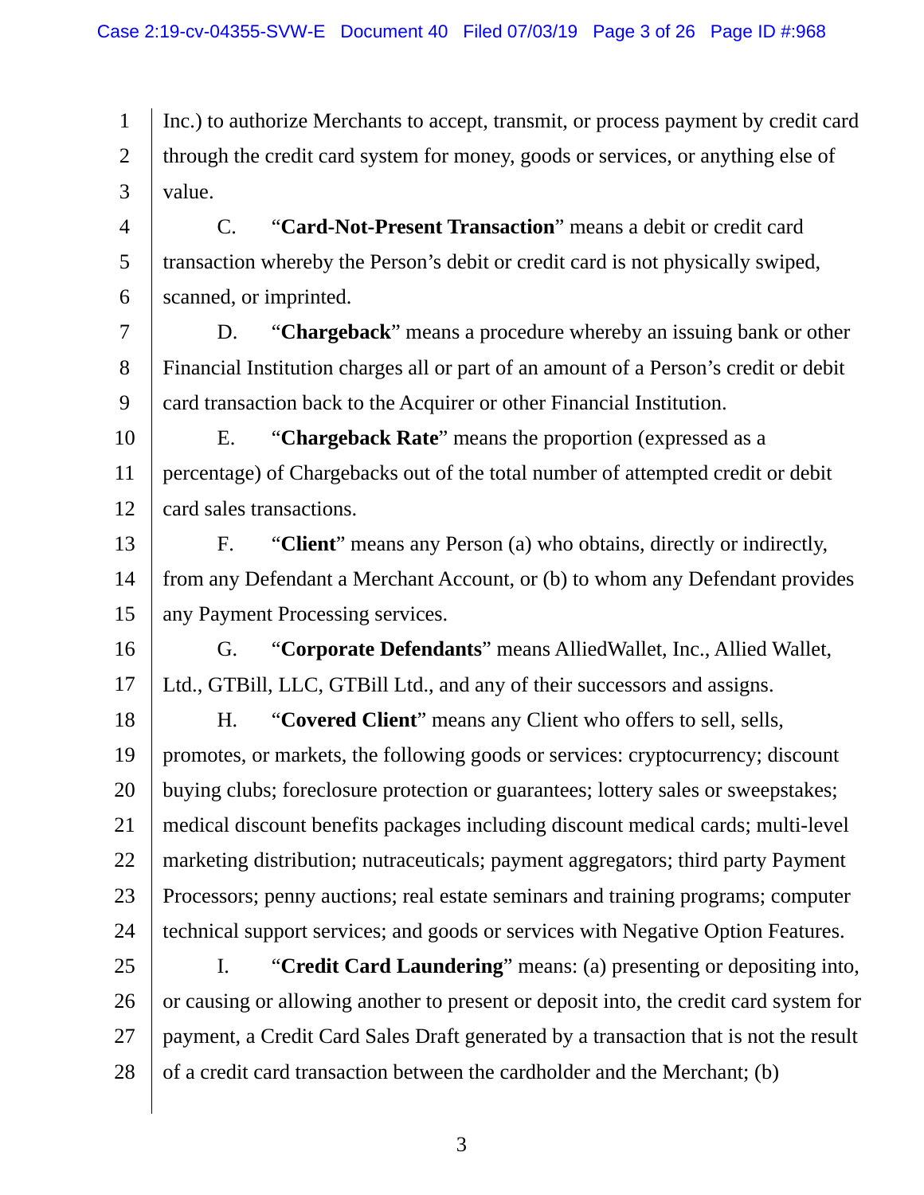Inc.) to authorize Merchants to accept, transmit, or process payment by credit card through the credit card system for money, goods or services, or anything else of value.

C. "**Card-Not-Present Transaction**" means a debit or credit card transaction whereby the Person's debit or credit card is not physically swiped, scanned, or imprinted.

D. "**Chargeback**" means a procedure whereby an issuing bank or other Financial Institution charges all or part of an amount of a Person's credit or debit card transaction back to the Acquirer or other Financial Institution.

E. "**Chargeback Rate**" means the proportion (expressed as a percentage) of Chargebacks out of the total number of attempted credit or debit card sales transactions.

F. "**Client**" means any Person (a) who obtains, directly or indirectly, from any Defendant a Merchant Account, or (b) to whom any Defendant provides any Payment Processing services.

G. "**Corporate Defendants**" means AlliedWallet, Inc., Allied Wallet, Ltd., GTBill, LLC, GTBill Ltd., and any of their successors and assigns.

H. "**Covered Client**" means any Client who offers to sell, sells, promotes, or markets, the following goods or services: cryptocurrency; discount buying clubs; foreclosure protection or guarantees; lottery sales or sweepstakes; medical discount benefits packages including discount medical cards; multi-level marketing distribution; nutraceuticals; payment aggregators; third party Payment Processors; penny auctions; real estate seminars and training programs; computer technical support services; and goods or services with Negative Option Features.

I. "**Credit Card Laundering**" means: (a) presenting or depositing into, or causing or allowing another to present or deposit into, the credit card system for payment, a Credit Card Sales Draft generated by a transaction that is not the result of a credit card transaction between the cardholder and the Merchant; (b)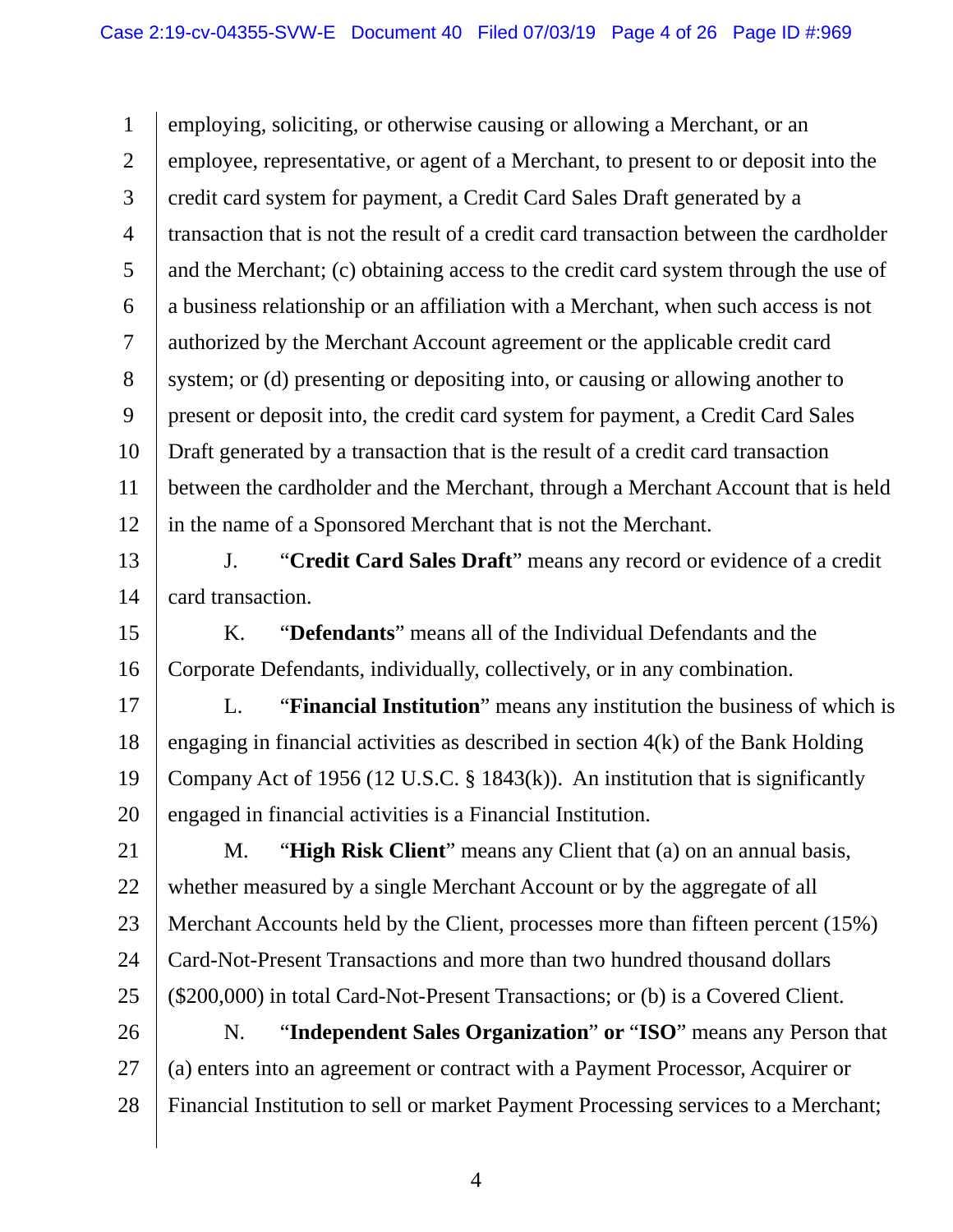employing, soliciting, or otherwise causing or allowing a Merchant, or an employee, representative, or agent of a Merchant, to present to or deposit into the credit card system for payment, a Credit Card Sales Draft generated by a transaction that is not the result of a credit card transaction between the cardholder and the Merchant; (c) obtaining access to the credit card system through the use of a business relationship or an affiliation with a Merchant, when such access is not authorized by the Merchant Account agreement or the applicable credit card system; or (d) presenting or depositing into, or causing or allowing another to present or deposit into, the credit card system for payment, a Credit Card Sales Draft generated by a transaction that is the result of a credit card transaction between the cardholder and the Merchant, through a Merchant Account that is held in the name of a Sponsored Merchant that is not the Merchant.

J. "**Credit Card Sales Draft**" means any record or evidence of a credit card transaction.

K. "**Defendants**" means all of the Individual Defendants and the Corporate Defendants, individually, collectively, or in any combination.

L. "**Financial Institution**" means any institution the business of which is engaging in financial activities as described in section 4(k) of the Bank Holding Company Act of 1956 (12 U.S.C. § 1843(k)). An institution that is significantly engaged in financial activities is a Financial Institution.

M. "**High Risk Client**" means any Client that (a) on an annual basis, whether measured by a single Merchant Account or by the aggregate of all Merchant Accounts held by the Client, processes more than fifteen percent (15%) Card-Not-Present Transactions and more than two hundred thousand dollars ($200,000) in total Card-Not-Present Transactions; or (b) is a Covered Client.

N. "**Independent Sales Organization**" **or** "**ISO**" means any Person that (a) enters into an agreement or contract with a Payment Processor, Acquirer or Financial Institution to sell or market Payment Processing services to a Merchant;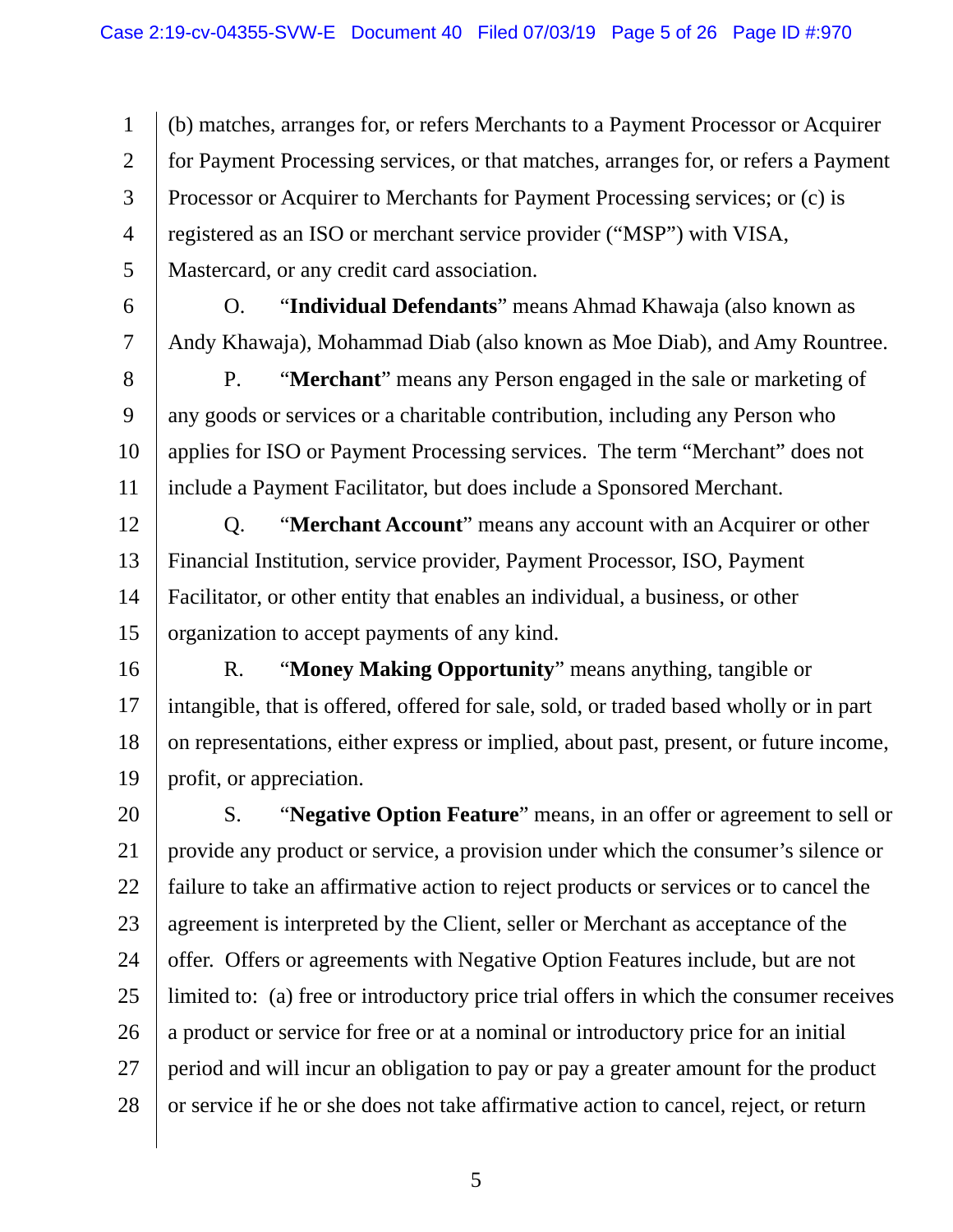(b) matches, arranges for, or refers Merchants to a Payment Processor or Acquirer for Payment Processing services, or that matches, arranges for, or refers a Payment Processor or Acquirer to Merchants for Payment Processing services; or (c) is registered as an ISO or merchant service provider ("MSP") with VISA, Mastercard, or any credit card association.

O. "**Individual Defendants**" means Ahmad Khawaja (also known as Andy Khawaja), Mohammad Diab (also known as Moe Diab), and Amy Rountree.

P. "**Merchant**" means any Person engaged in the sale or marketing of any goods or services or a charitable contribution, including any Person who applies for ISO or Payment Processing services. The term "Merchant" does not include a Payment Facilitator, but does include a Sponsored Merchant.

Q. "**Merchant Account**" means any account with an Acquirer or other Financial Institution, service provider, Payment Processor, ISO, Payment Facilitator, or other entity that enables an individual, a business, or other organization to accept payments of any kind.

R. "**Money Making Opportunity**" means anything, tangible or intangible, that is offered, offered for sale, sold, or traded based wholly or in part on representations, either express or implied, about past, present, or future income, profit, or appreciation.

S. "**Negative Option Feature**" means, in an offer or agreement to sell or provide any product or service, a provision under which the consumer's silence or failure to take an affirmative action to reject products or services or to cancel the agreement is interpreted by the Client, seller or Merchant as acceptance of the offer. Offers or agreements with Negative Option Features include, but are not limited to: (a) free or introductory price trial offers in which the consumer receives a product or service for free or at a nominal or introductory price for an initial period and will incur an obligation to pay or pay a greater amount for the product or service if he or she does not take affirmative action to cancel, reject, or return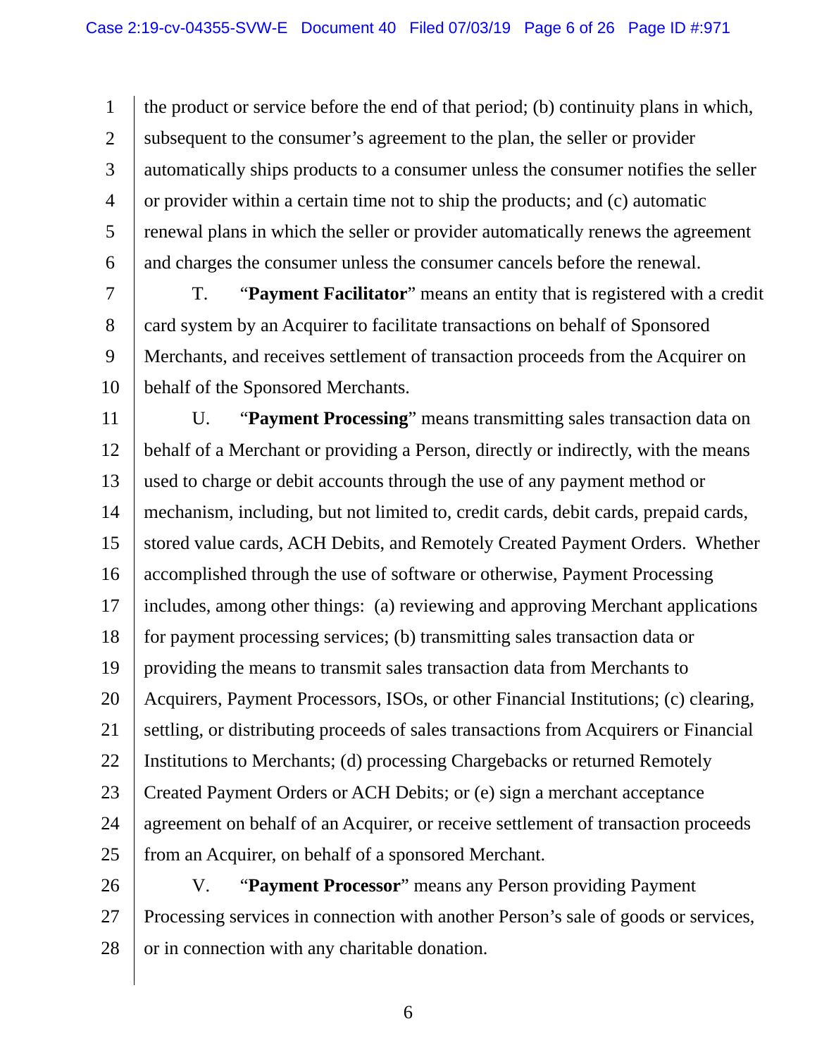the product or service before the end of that period; (b) continuity plans in which, subsequent to the consumer's agreement to the plan, the seller or provider automatically ships products to a consumer unless the consumer notifies the seller or provider within a certain time not to ship the products; and (c) automatic renewal plans in which the seller or provider automatically renews the agreement and charges the consumer unless the consumer cancels before the renewal.

T. "**Payment Facilitator**" means an entity that is registered with a credit card system by an Acquirer to facilitate transactions on behalf of Sponsored Merchants, and receives settlement of transaction proceeds from the Acquirer on behalf of the Sponsored Merchants.

U. "**Payment Processing**" means transmitting sales transaction data on behalf of a Merchant or providing a Person, directly or indirectly, with the means used to charge or debit accounts through the use of any payment method or mechanism, including, but not limited to, credit cards, debit cards, prepaid cards, stored value cards, ACH Debits, and Remotely Created Payment Orders. Whether accomplished through the use of software or otherwise, Payment Processing includes, among other things: (a) reviewing and approving Merchant applications for payment processing services; (b) transmitting sales transaction data or providing the means to transmit sales transaction data from Merchants to Acquirers, Payment Processors, ISOs, or other Financial Institutions; (c) clearing, settling, or distributing proceeds of sales transactions from Acquirers or Financial Institutions to Merchants; (d) processing Chargebacks or returned Remotely Created Payment Orders or ACH Debits; or (e) sign a merchant acceptance agreement on behalf of an Acquirer, or receive settlement of transaction proceeds from an Acquirer, on behalf of a sponsored Merchant.

V. "**Payment Processor**" means any Person providing Payment Processing services in connection with another Person's sale of goods or services, or in connection with any charitable donation.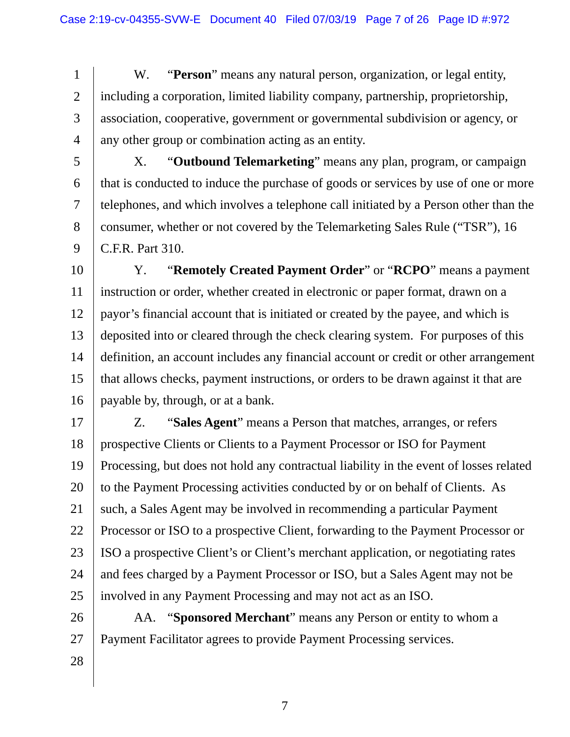W. "**Person**" means any natural person, organization, or legal entity, including a corporation, limited liability company, partnership, proprietorship, association, cooperative, government or governmental subdivision or agency, or any other group or combination acting as an entity.

X. "**Outbound Telemarketing**" means any plan, program, or campaign that is conducted to induce the purchase of goods or services by use of one or more telephones, and which involves a telephone call initiated by a Person other than the consumer, whether or not covered by the Telemarketing Sales Rule ("TSR"), 16 C.F.R. Part 310.

Y. "**Remotely Created Payment Order**" or "**RCPO**" means a payment instruction or order, whether created in electronic or paper format, drawn on a payor's financial account that is initiated or created by the payee, and which is deposited into or cleared through the check clearing system. For purposes of this definition, an account includes any financial account or credit or other arrangement that allows checks, payment instructions, or orders to be drawn against it that are payable by, through, or at a bank.

Z. "**Sales Agent**" means a Person that matches, arranges, or refers prospective Clients or Clients to a Payment Processor or ISO for Payment Processing, but does not hold any contractual liability in the event of losses related to the Payment Processing activities conducted by or on behalf of Clients. As such, a Sales Agent may be involved in recommending a particular Payment Processor or ISO to a prospective Client, forwarding to the Payment Processor or ISO a prospective Client's or Client's merchant application, or negotiating rates and fees charged by a Payment Processor or ISO, but a Sales Agent may not be involved in any Payment Processing and may not act as an ISO.

AA. "**Sponsored Merchant**" means any Person or entity to whom a Payment Facilitator agrees to provide Payment Processing services.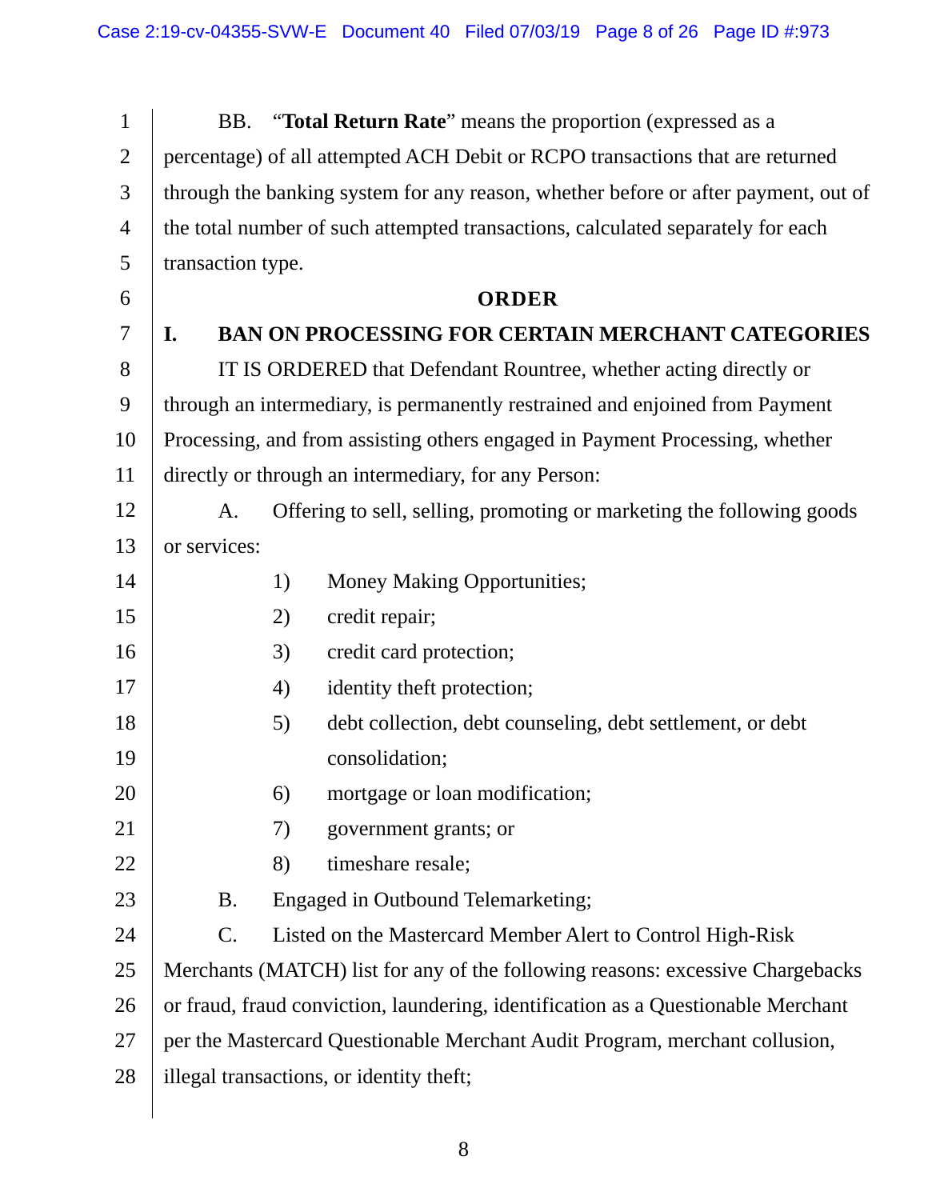BB. "**Total Return Rate**" means the proportion (expressed as a percentage) of all attempted ACH Debit or RCPO transactions that are returned through the banking system for any reason, whether before or after payment, out of the total number of such attempted transactions, calculated separately for each transaction type.

## ORDER

### I. BAN ON PROCESSING FOR CERTAIN MERCHANT CATEGORIES

IT IS ORDERED that Defendant Rountree, whether acting directly or through an intermediary, is permanently restrained and enjoined from Payment Processing, and from assisting others engaged in Payment Processing, whether directly or through an intermediary, for any Person:

A. Offering to sell, selling, promoting or marketing the following goods or services:

1) Money Making Opportunities;
2) credit repair;
3) credit card protection;
4) identity theft protection;
5) debt collection, debt counseling, debt settlement, or debt consolidation;
6) mortgage or loan modification;
7) government grants; or
8) timeshare resale;

B. Engaged in Outbound Telemarketing;

C. Listed on the Mastercard Member Alert to Control High-Risk Merchants (MATCH) list for any of the following reasons: excessive Chargebacks or fraud, fraud conviction, laundering, identification as a Questionable Merchant per the Mastercard Questionable Merchant Audit Program, merchant collusion, illegal transactions, or identity theft;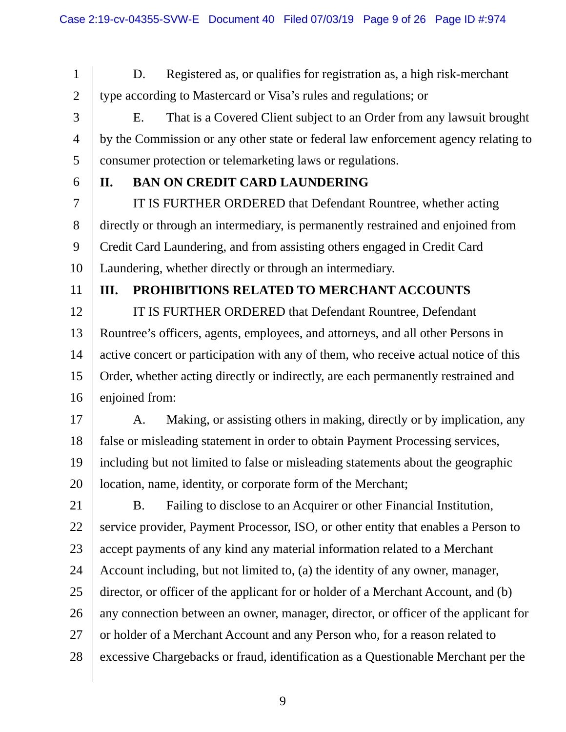D. Registered as, or qualifies for registration as, a high risk-merchant type according to Mastercard or Visa's rules and regulations; or

E. That is a Covered Client subject to an Order from any lawsuit brought by the Commission or any other state or federal law enforcement agency relating to consumer protection or telemarketing laws or regulations.

## II. BAN ON CREDIT CARD LAUNDERING

IT IS FURTHER ORDERED that Defendant Rountree, whether acting directly or through an intermediary, is permanently restrained and enjoined from Credit Card Laundering, and from assisting others engaged in Credit Card Laundering, whether directly or through an intermediary.

## III. PROHIBITIONS RELATED TO MERCHANT ACCOUNTS

IT IS FURTHER ORDERED that Defendant Rountree, Defendant Rountree's officers, agents, employees, and attorneys, and all other Persons in active concert or participation with any of them, who receive actual notice of this Order, whether acting directly or indirectly, are each permanently restrained and enjoined from:

A. Making, or assisting others in making, directly or by implication, any false or misleading statement in order to obtain Payment Processing services, including but not limited to false or misleading statements about the geographic location, name, identity, or corporate form of the Merchant;

B. Failing to disclose to an Acquirer or other Financial Institution, service provider, Payment Processor, ISO, or other entity that enables a Person to accept payments of any kind any material information related to a Merchant Account including, but not limited to, (a) the identity of any owner, manager, director, or officer of the applicant for or holder of a Merchant Account, and (b) any connection between an owner, manager, director, or officer of the applicant for or holder of a Merchant Account and any Person who, for a reason related to excessive Chargebacks or fraud, identification as a Questionable Merchant per the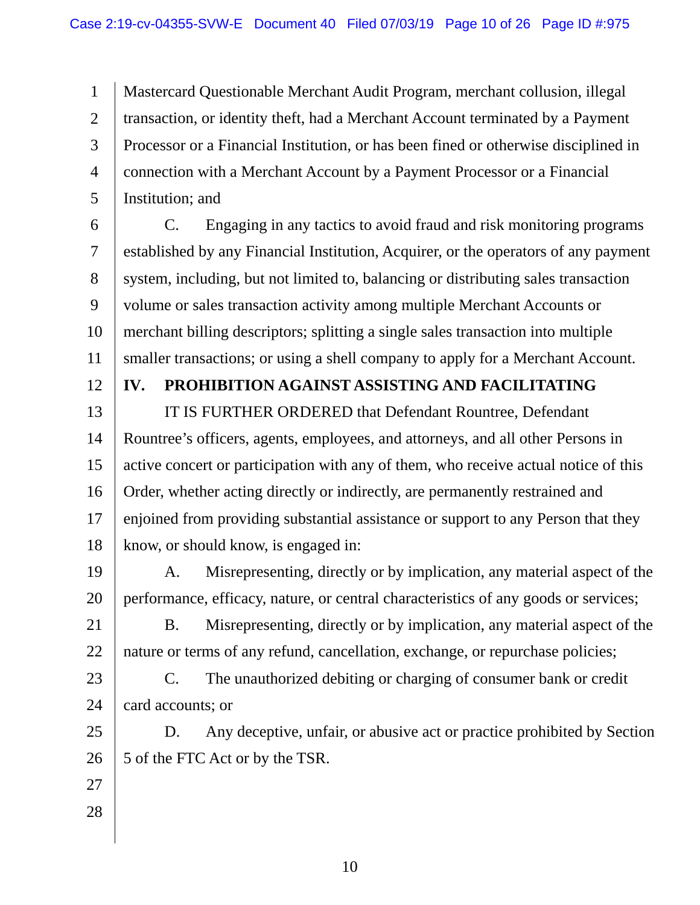Mastercard Questionable Merchant Audit Program, merchant collusion, illegal transaction, or identity theft, had a Merchant Account terminated by a Payment Processor or a Financial Institution, or has been fined or otherwise disciplined in connection with a Merchant Account by a Payment Processor or a Financial Institution; and

C. Engaging in any tactics to avoid fraud and risk monitoring programs established by any Financial Institution, Acquirer, or the operators of any payment system, including, but not limited to, balancing or distributing sales transaction volume or sales transaction activity among multiple Merchant Accounts or merchant billing descriptors; splitting a single sales transaction into multiple smaller transactions; or using a shell company to apply for a Merchant Account.

## IV. PROHIBITION AGAINST ASSISTING AND FACILITATING

IT IS FURTHER ORDERED that Defendant Rountree, Defendant Rountree's officers, agents, employees, and attorneys, and all other Persons in active concert or participation with any of them, who receive actual notice of this Order, whether acting directly or indirectly, are permanently restrained and enjoined from providing substantial assistance or support to any Person that they know, or should know, is engaged in:

A. Misrepresenting, directly or by implication, any material aspect of the performance, efficacy, nature, or central characteristics of any goods or services;

B. Misrepresenting, directly or by implication, any material aspect of the nature or terms of any refund, cancellation, exchange, or repurchase policies;

C. The unauthorized debiting or charging of consumer bank or credit card accounts; or

D. Any deceptive, unfair, or abusive act or practice prohibited by Section 5 of the FTC Act or by the TSR.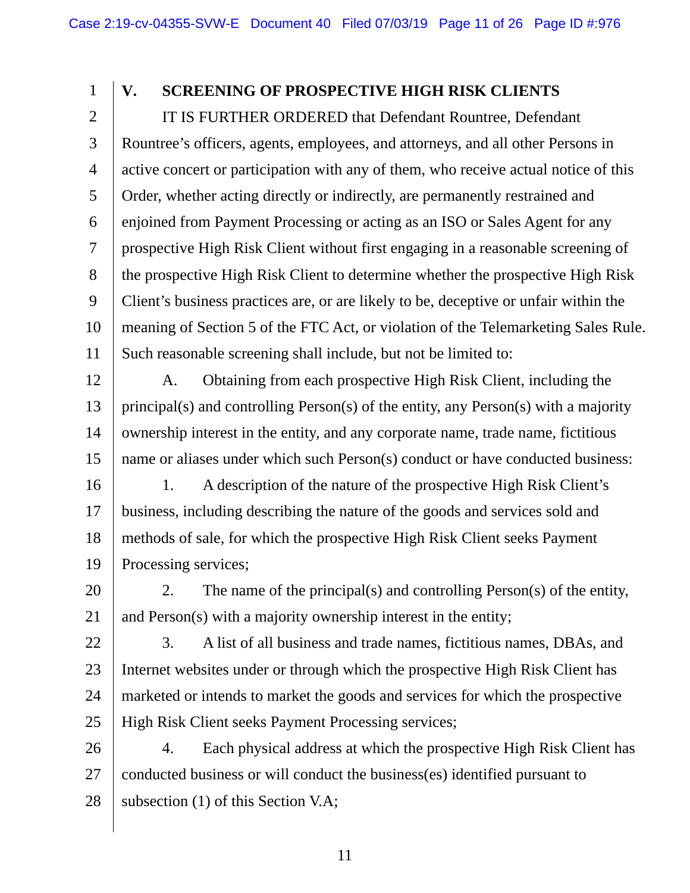## V. SCREENING OF PROSPECTIVE HIGH RISK CLIENTS

IT IS FURTHER ORDERED that Defendant Rountree, Defendant Rountree's officers, agents, employees, and attorneys, and all other Persons in active concert or participation with any of them, who receive actual notice of this Order, whether acting directly or indirectly, are permanently restrained and enjoined from Payment Processing or acting as an ISO or Sales Agent for any prospective High Risk Client without first engaging in a reasonable screening of the prospective High Risk Client to determine whether the prospective High Risk Client's business practices are, or are likely to be, deceptive or unfair within the meaning of Section 5 of the FTC Act, or violation of the Telemarketing Sales Rule. Such reasonable screening shall include, but not be limited to:

A. Obtaining from each prospective High Risk Client, including the principal(s) and controlling Person(s) of the entity, any Person(s) with a majority ownership interest in the entity, and any corporate name, trade name, fictitious name or aliases under which such Person(s) conduct or have conducted business:

1. A description of the nature of the prospective High Risk Client's business, including describing the nature of the goods and services sold and methods of sale, for which the prospective High Risk Client seeks Payment Processing services;

2. The name of the principal(s) and controlling Person(s) of the entity, and Person(s) with a majority ownership interest in the entity;

3. A list of all business and trade names, fictitious names, DBAs, and Internet websites under or through which the prospective High Risk Client has marketed or intends to market the goods and services for which the prospective High Risk Client seeks Payment Processing services;

4. Each physical address at which the prospective High Risk Client has conducted business or will conduct the business(es) identified pursuant to subsection (1) of this Section V.A;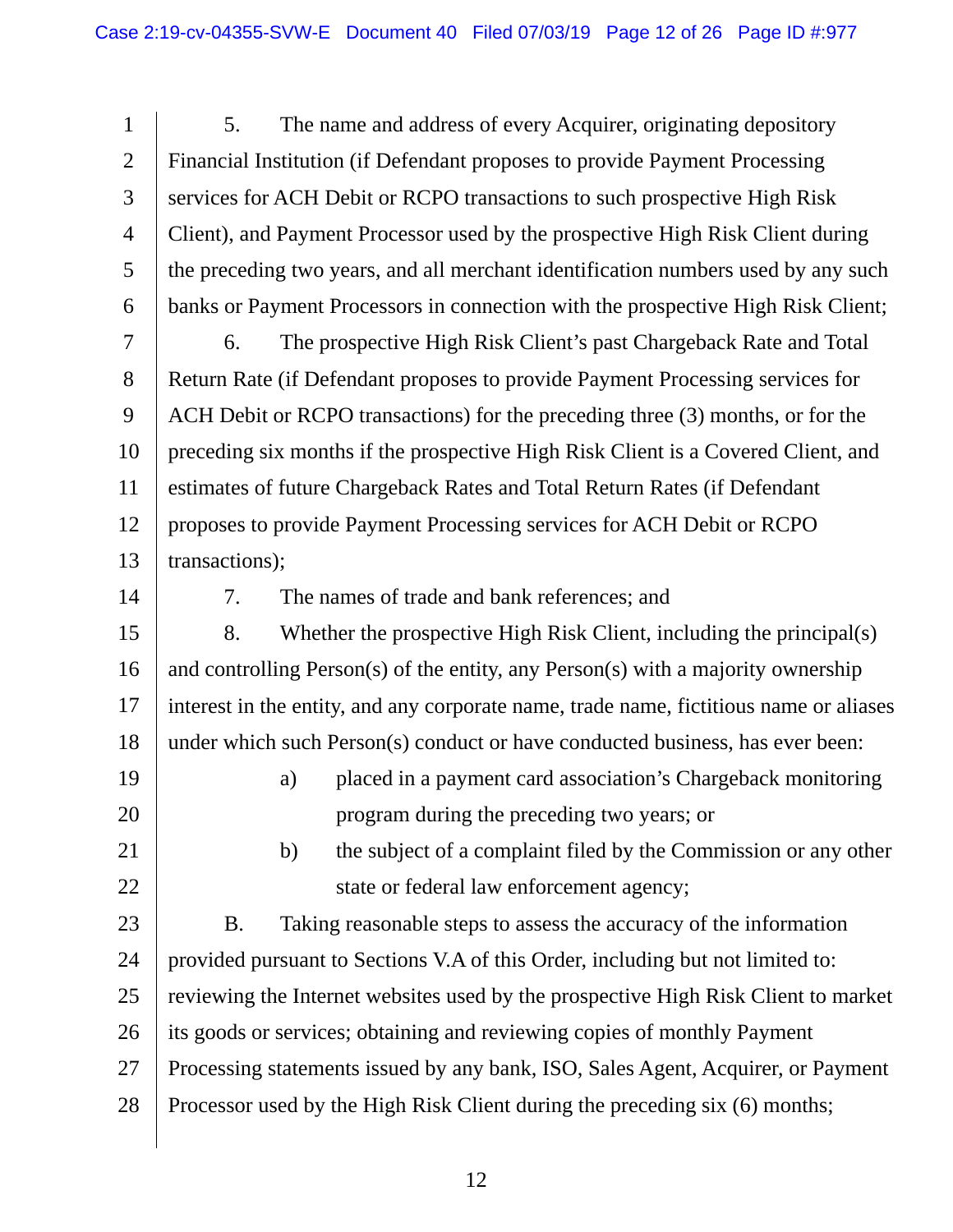5. The name and address of every Acquirer, originating depository Financial Institution (if Defendant proposes to provide Payment Processing services for ACH Debit or RCPO transactions to such prospective High Risk Client), and Payment Processor used by the prospective High Risk Client during the preceding two years, and all merchant identification numbers used by any such banks or Payment Processors in connection with the prospective High Risk Client;

6. The prospective High Risk Client's past Chargeback Rate and Total Return Rate (if Defendant proposes to provide Payment Processing services for ACH Debit or RCPO transactions) for the preceding three (3) months, or for the preceding six months if the prospective High Risk Client is a Covered Client, and estimates of future Chargeback Rates and Total Return Rates (if Defendant proposes to provide Payment Processing services for ACH Debit or RCPO transactions);

7. The names of trade and bank references; and

8. Whether the prospective High Risk Client, including the principal(s) and controlling Person(s) of the entity, any Person(s) with a majority ownership interest in the entity, and any corporate name, trade name, fictitious name or aliases under which such Person(s) conduct or have conducted business, has ever been:

a) placed in a payment card association's Chargeback monitoring program during the preceding two years; or

b) the subject of a complaint filed by the Commission or any other state or federal law enforcement agency;

B. Taking reasonable steps to assess the accuracy of the information provided pursuant to Sections V.A of this Order, including but not limited to: reviewing the Internet websites used by the prospective High Risk Client to market its goods or services; obtaining and reviewing copies of monthly Payment Processing statements issued by any bank, ISO, Sales Agent, Acquirer, or Payment Processor used by the High Risk Client during the preceding six (6) months;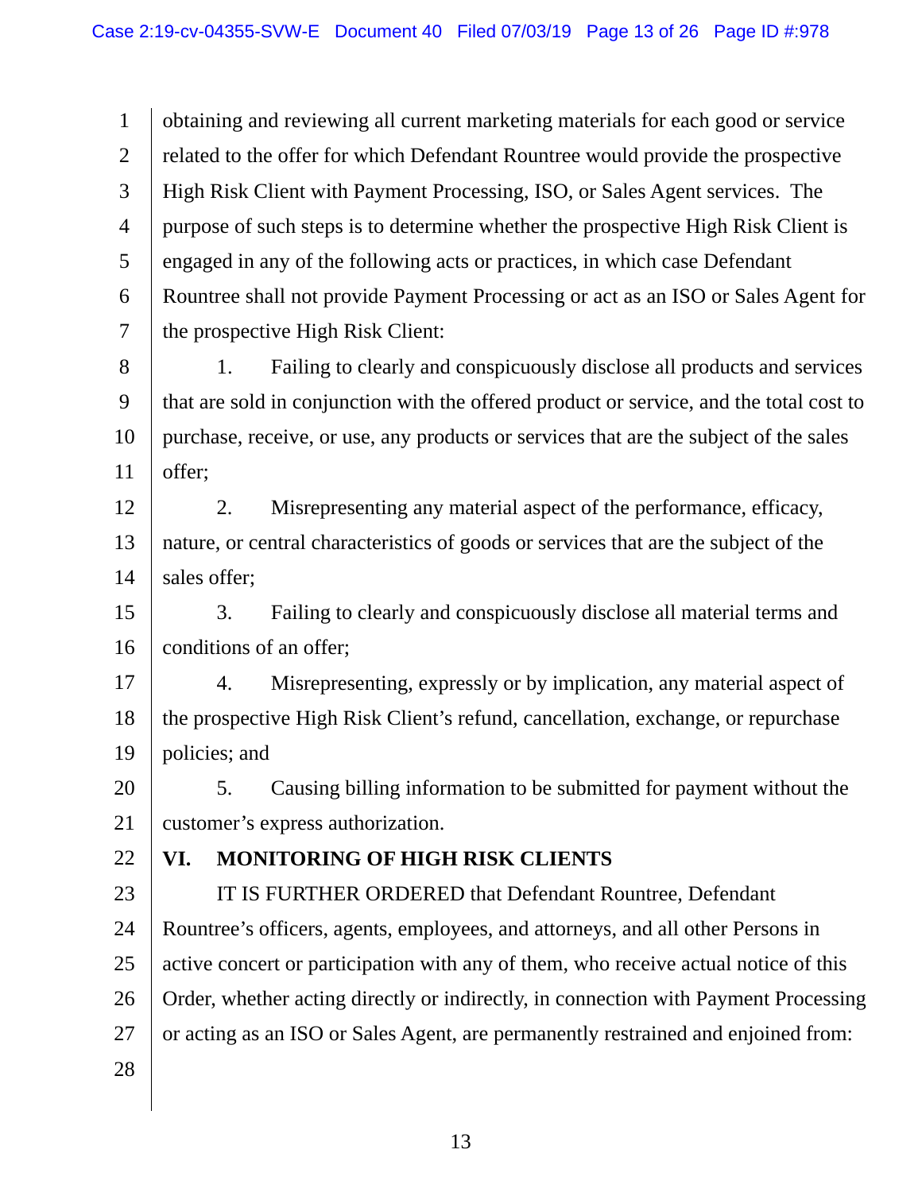obtaining and reviewing all current marketing materials for each good or service related to the offer for which Defendant Rountree would provide the prospective High Risk Client with Payment Processing, ISO, or Sales Agent services. The purpose of such steps is to determine whether the prospective High Risk Client is engaged in any of the following acts or practices, in which case Defendant Rountree shall not provide Payment Processing or act as an ISO or Sales Agent for the prospective High Risk Client:

1. Failing to clearly and conspicuously disclose all products and services that are sold in conjunction with the offered product or service, and the total cost to purchase, receive, or use, any products or services that are the subject of the sales offer;

2. Misrepresenting any material aspect of the performance, efficacy, nature, or central characteristics of goods or services that are the subject of the sales offer;

3. Failing to clearly and conspicuously disclose all material terms and conditions of an offer;

4. Misrepresenting, expressly or by implication, any material aspect of the prospective High Risk Client's refund, cancellation, exchange, or repurchase policies; and

5. Causing billing information to be submitted for payment without the customer's express authorization.

## VI. MONITORING OF HIGH RISK CLIENTS

IT IS FURTHER ORDERED that Defendant Rountree, Defendant Rountree's officers, agents, employees, and attorneys, and all other Persons in active concert or participation with any of them, who receive actual notice of this Order, whether acting directly or indirectly, in connection with Payment Processing or acting as an ISO or Sales Agent, are permanently restrained and enjoined from: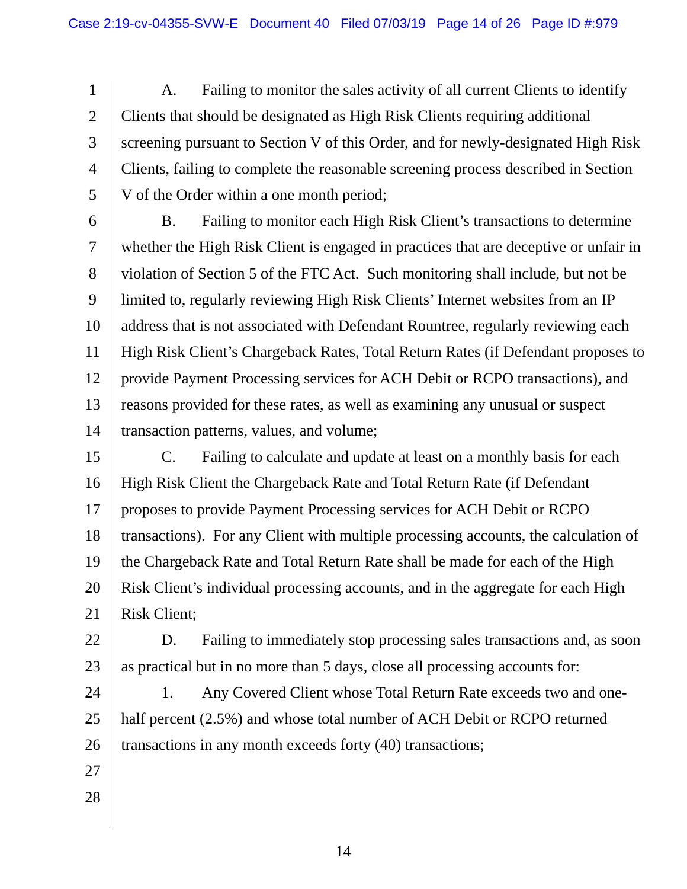A. Failing to monitor the sales activity of all current Clients to identify Clients that should be designated as High Risk Clients requiring additional screening pursuant to Section V of this Order, and for newly-designated High Risk Clients, failing to complete the reasonable screening process described in Section V of the Order within a one month period;

B. Failing to monitor each High Risk Client's transactions to determine whether the High Risk Client is engaged in practices that are deceptive or unfair in violation of Section 5 of the FTC Act. Such monitoring shall include, but not be limited to, regularly reviewing High Risk Clients' Internet websites from an IP address that is not associated with Defendant Rountree, regularly reviewing each High Risk Client's Chargeback Rates, Total Return Rates (if Defendant proposes to provide Payment Processing services for ACH Debit or RCPO transactions), and reasons provided for these rates, as well as examining any unusual or suspect transaction patterns, values, and volume;

C. Failing to calculate and update at least on a monthly basis for each High Risk Client the Chargeback Rate and Total Return Rate (if Defendant proposes to provide Payment Processing services for ACH Debit or RCPO transactions). For any Client with multiple processing accounts, the calculation of the Chargeback Rate and Total Return Rate shall be made for each of the High Risk Client's individual processing accounts, and in the aggregate for each High Risk Client;

D. Failing to immediately stop processing sales transactions and, as soon as practical but in no more than 5 days, close all processing accounts for:

1. Any Covered Client whose Total Return Rate exceeds two and one-half percent (2.5%) and whose total number of ACH Debit or RCPO returned transactions in any month exceeds forty (40) transactions;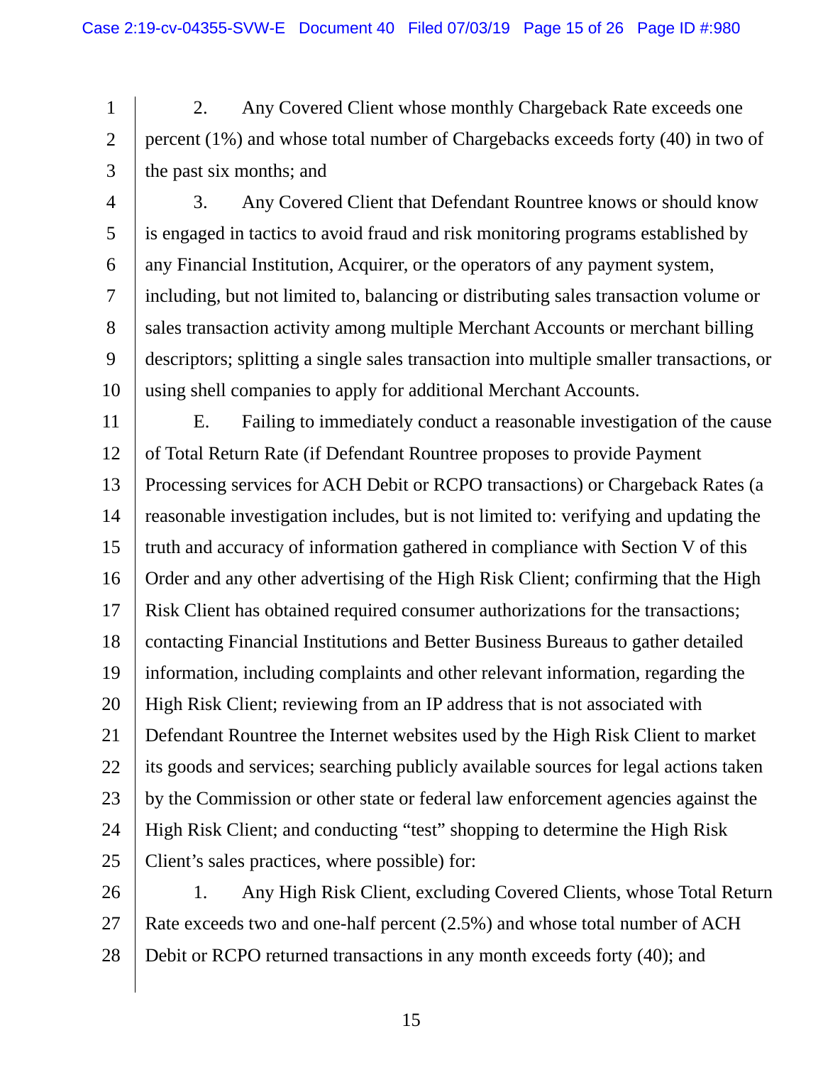2. Any Covered Client whose monthly Chargeback Rate exceeds one percent (1%) and whose total number of Chargebacks exceeds forty (40) in two of the past six months; and

3. Any Covered Client that Defendant Rountree knows or should know is engaged in tactics to avoid fraud and risk monitoring programs established by any Financial Institution, Acquirer, or the operators of any payment system, including, but not limited to, balancing or distributing sales transaction volume or sales transaction activity among multiple Merchant Accounts or merchant billing descriptors; splitting a single sales transaction into multiple smaller transactions, or using shell companies to apply for additional Merchant Accounts.

E. Failing to immediately conduct a reasonable investigation of the cause of Total Return Rate (if Defendant Rountree proposes to provide Payment Processing services for ACH Debit or RCPO transactions) or Chargeback Rates (a reasonable investigation includes, but is not limited to: verifying and updating the truth and accuracy of information gathered in compliance with Section V of this Order and any other advertising of the High Risk Client; confirming that the High Risk Client has obtained required consumer authorizations for the transactions; contacting Financial Institutions and Better Business Bureaus to gather detailed information, including complaints and other relevant information, regarding the High Risk Client; reviewing from an IP address that is not associated with Defendant Rountree the Internet websites used by the High Risk Client to market its goods and services; searching publicly available sources for legal actions taken by the Commission or other state or federal law enforcement agencies against the High Risk Client; and conducting "test" shopping to determine the High Risk Client's sales practices, where possible) for:

1. Any High Risk Client, excluding Covered Clients, whose Total Return Rate exceeds two and one-half percent (2.5%) and whose total number of ACH Debit or RCPO returned transactions in any month exceeds forty (40); and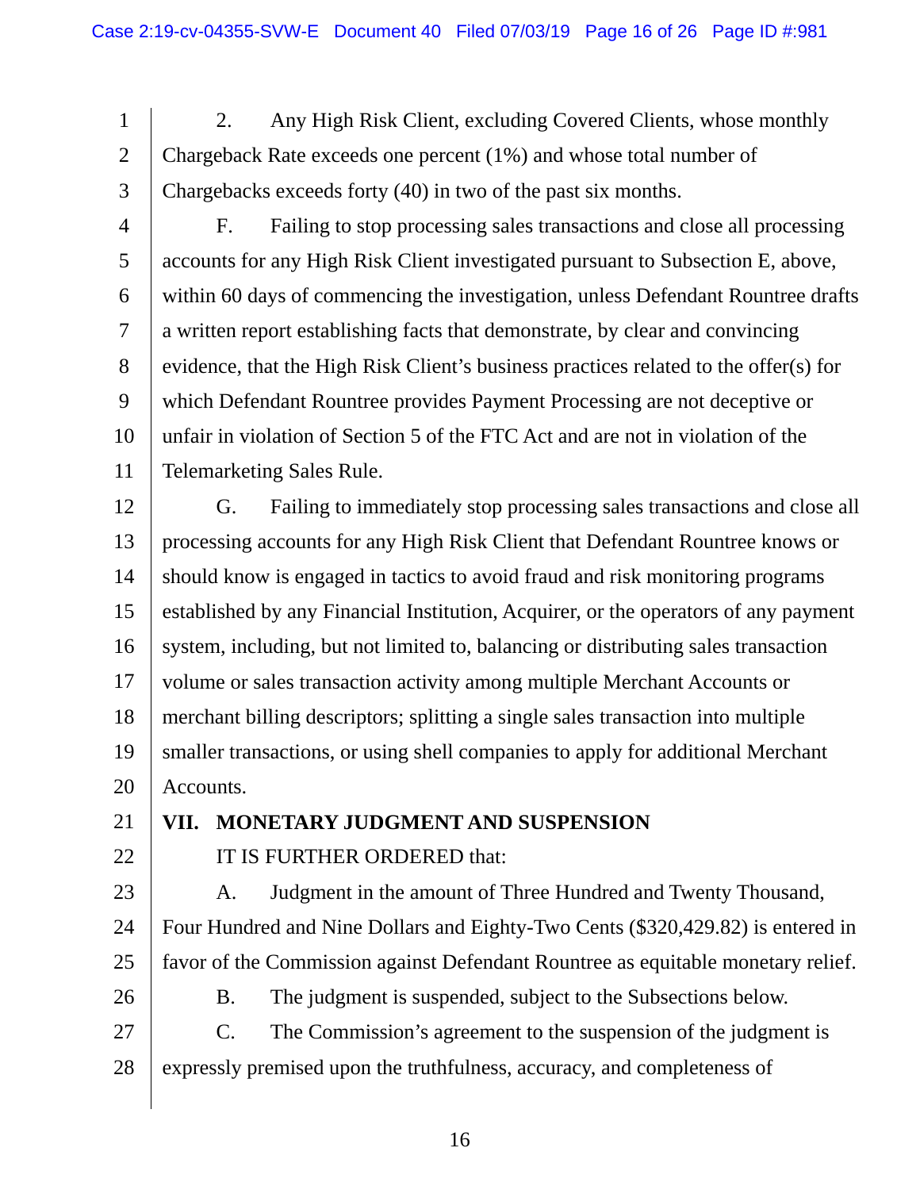2. Any High Risk Client, excluding Covered Clients, whose monthly Chargeback Rate exceeds one percent (1%) and whose total number of Chargebacks exceeds forty (40) in two of the past six months.

F. Failing to stop processing sales transactions and close all processing accounts for any High Risk Client investigated pursuant to Subsection E, above, within 60 days of commencing the investigation, unless Defendant Rountree drafts a written report establishing facts that demonstrate, by clear and convincing evidence, that the High Risk Client's business practices related to the offer(s) for which Defendant Rountree provides Payment Processing are not deceptive or unfair in violation of Section 5 of the FTC Act and are not in violation of the Telemarketing Sales Rule.

G. Failing to immediately stop processing sales transactions and close all processing accounts for any High Risk Client that Defendant Rountree knows or should know is engaged in tactics to avoid fraud and risk monitoring programs established by any Financial Institution, Acquirer, or the operators of any payment system, including, but not limited to, balancing or distributing sales transaction volume or sales transaction activity among multiple Merchant Accounts or merchant billing descriptors; splitting a single sales transaction into multiple smaller transactions, or using shell companies to apply for additional Merchant Accounts.

## VII. MONETARY JUDGMENT AND SUSPENSION

IT IS FURTHER ORDERED that:

A. Judgment in the amount of Three Hundred and Twenty Thousand, Four Hundred and Nine Dollars and Eighty-Two Cents ($320,429.82) is entered in favor of the Commission against Defendant Rountree as equitable monetary relief.

B. The judgment is suspended, subject to the Subsections below.

C. The Commission's agreement to the suspension of the judgment is expressly premised upon the truthfulness, accuracy, and completeness of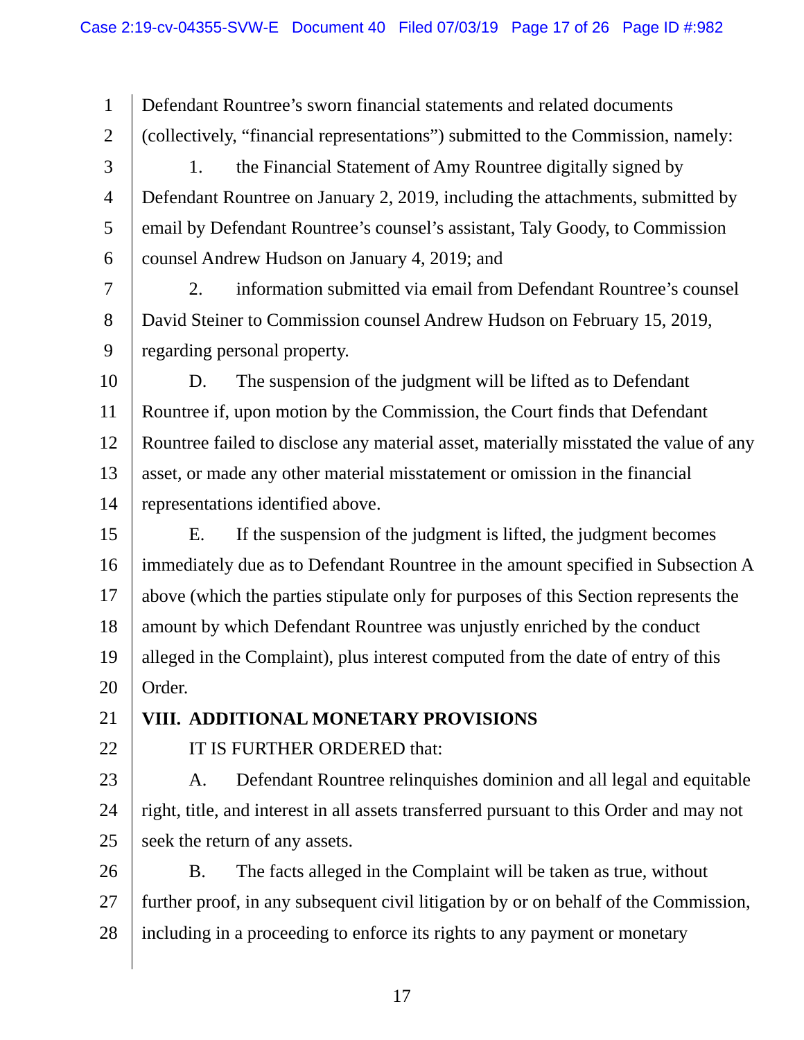Defendant Rountree's sworn financial statements and related documents (collectively, "financial representations") submitted to the Commission, namely:

1. the Financial Statement of Amy Rountree digitally signed by Defendant Rountree on January 2, 2019, including the attachments, submitted by email by Defendant Rountree's counsel's assistant, Taly Goody, to Commission counsel Andrew Hudson on January 4, 2019; and

2. information submitted via email from Defendant Rountree's counsel David Steiner to Commission counsel Andrew Hudson on February 15, 2019, regarding personal property.

D. The suspension of the judgment will be lifted as to Defendant Rountree if, upon motion by the Commission, the Court finds that Defendant Rountree failed to disclose any material asset, materially misstated the value of any asset, or made any other material misstatement or omission in the financial representations identified above.

E. If the suspension of the judgment is lifted, the judgment becomes immediately due as to Defendant Rountree in the amount specified in Subsection A above (which the parties stipulate only for purposes of this Section represents the amount by which Defendant Rountree was unjustly enriched by the conduct alleged in the Complaint), plus interest computed from the date of entry of this Order.

## VIII. ADDITIONAL MONETARY PROVISIONS

IT IS FURTHER ORDERED that:

A. Defendant Rountree relinquishes dominion and all legal and equitable right, title, and interest in all assets transferred pursuant to this Order and may not seek the return of any assets.

B. The facts alleged in the Complaint will be taken as true, without further proof, in any subsequent civil litigation by or on behalf of the Commission, including in a proceeding to enforce its rights to any payment or monetary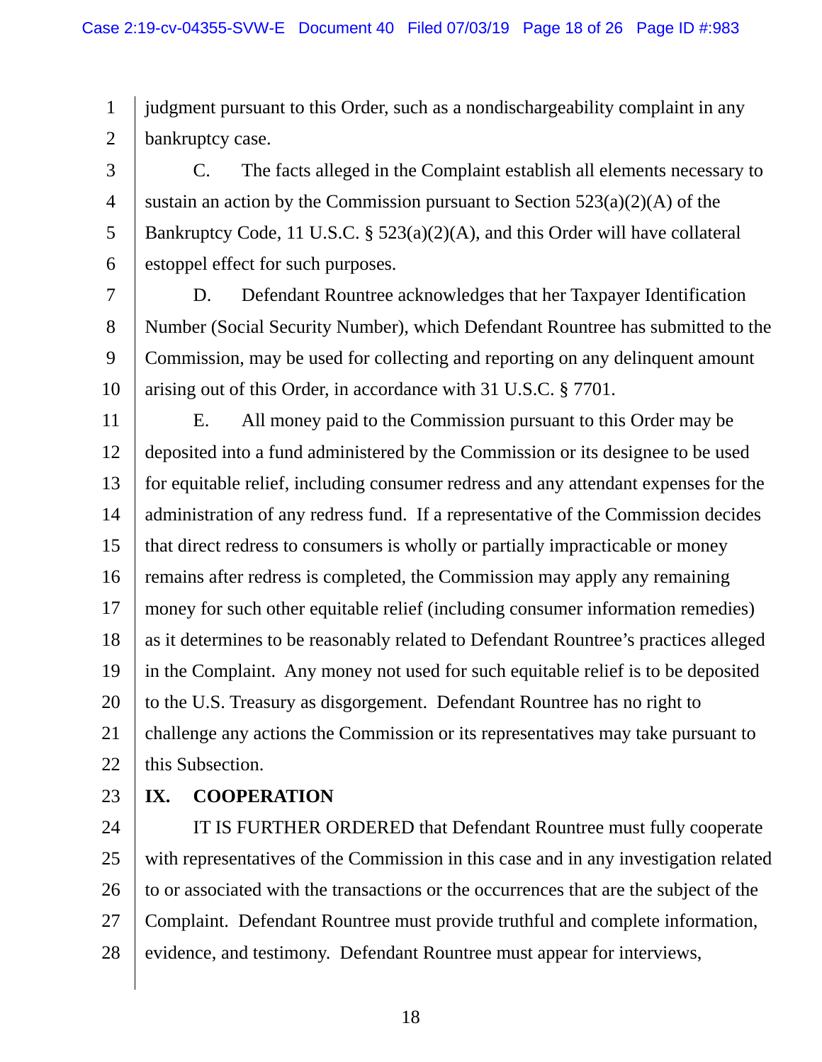judgment pursuant to this Order, such as a nondischargeability complaint in any bankruptcy case.

C. The facts alleged in the Complaint establish all elements necessary to sustain an action by the Commission pursuant to Section 523(a)(2)(A) of the Bankruptcy Code, 11 U.S.C. § 523(a)(2)(A), and this Order will have collateral estoppel effect for such purposes.

D. Defendant Rountree acknowledges that her Taxpayer Identification Number (Social Security Number), which Defendant Rountree has submitted to the Commission, may be used for collecting and reporting on any delinquent amount arising out of this Order, in accordance with 31 U.S.C. § 7701.

E. All money paid to the Commission pursuant to this Order may be deposited into a fund administered by the Commission or its designee to be used for equitable relief, including consumer redress and any attendant expenses for the administration of any redress fund. If a representative of the Commission decides that direct redress to consumers is wholly or partially impracticable or money remains after redress is completed, the Commission may apply any remaining money for such other equitable relief (including consumer information remedies) as it determines to be reasonably related to Defendant Rountree's practices alleged in the Complaint. Any money not used for such equitable relief is to be deposited to the U.S. Treasury as disgorgement. Defendant Rountree has no right to challenge any actions the Commission or its representatives may take pursuant to this Subsection.

## IX. COOPERATION

IT IS FURTHER ORDERED that Defendant Rountree must fully cooperate with representatives of the Commission in this case and in any investigation related to or associated with the transactions or the occurrences that are the subject of the Complaint. Defendant Rountree must provide truthful and complete information, evidence, and testimony. Defendant Rountree must appear for interviews,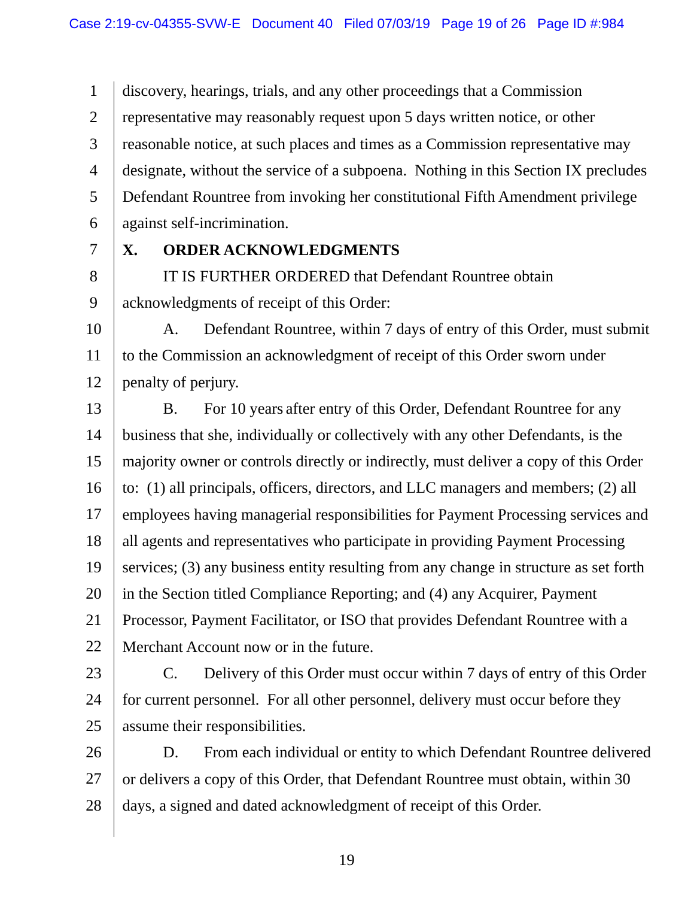discovery, hearings, trials, and any other proceedings that a Commission representative may reasonably request upon 5 days written notice, or other reasonable notice, at such places and times as a Commission representative may designate, without the service of a subpoena. Nothing in this Section IX precludes Defendant Rountree from invoking her constitutional Fifth Amendment privilege against self-incrimination.

## X. ORDER ACKNOWLEDGMENTS

IT IS FURTHER ORDERED that Defendant Rountree obtain acknowledgments of receipt of this Order:

A. Defendant Rountree, within 7 days of entry of this Order, must submit to the Commission an acknowledgment of receipt of this Order sworn under penalty of perjury.

B. For 10 years after entry of this Order, Defendant Rountree for any business that she, individually or collectively with any other Defendants, is the majority owner or controls directly or indirectly, must deliver a copy of this Order to: (1) all principals, officers, directors, and LLC managers and members; (2) all employees having managerial responsibilities for Payment Processing services and all agents and representatives who participate in providing Payment Processing services; (3) any business entity resulting from any change in structure as set forth in the Section titled Compliance Reporting; and (4) any Acquirer, Payment Processor, Payment Facilitator, or ISO that provides Defendant Rountree with a Merchant Account now or in the future.

C. Delivery of this Order must occur within 7 days of entry of this Order for current personnel. For all other personnel, delivery must occur before they assume their responsibilities.

D. From each individual or entity to which Defendant Rountree delivered or delivers a copy of this Order, that Defendant Rountree must obtain, within 30 days, a signed and dated acknowledgment of receipt of this Order.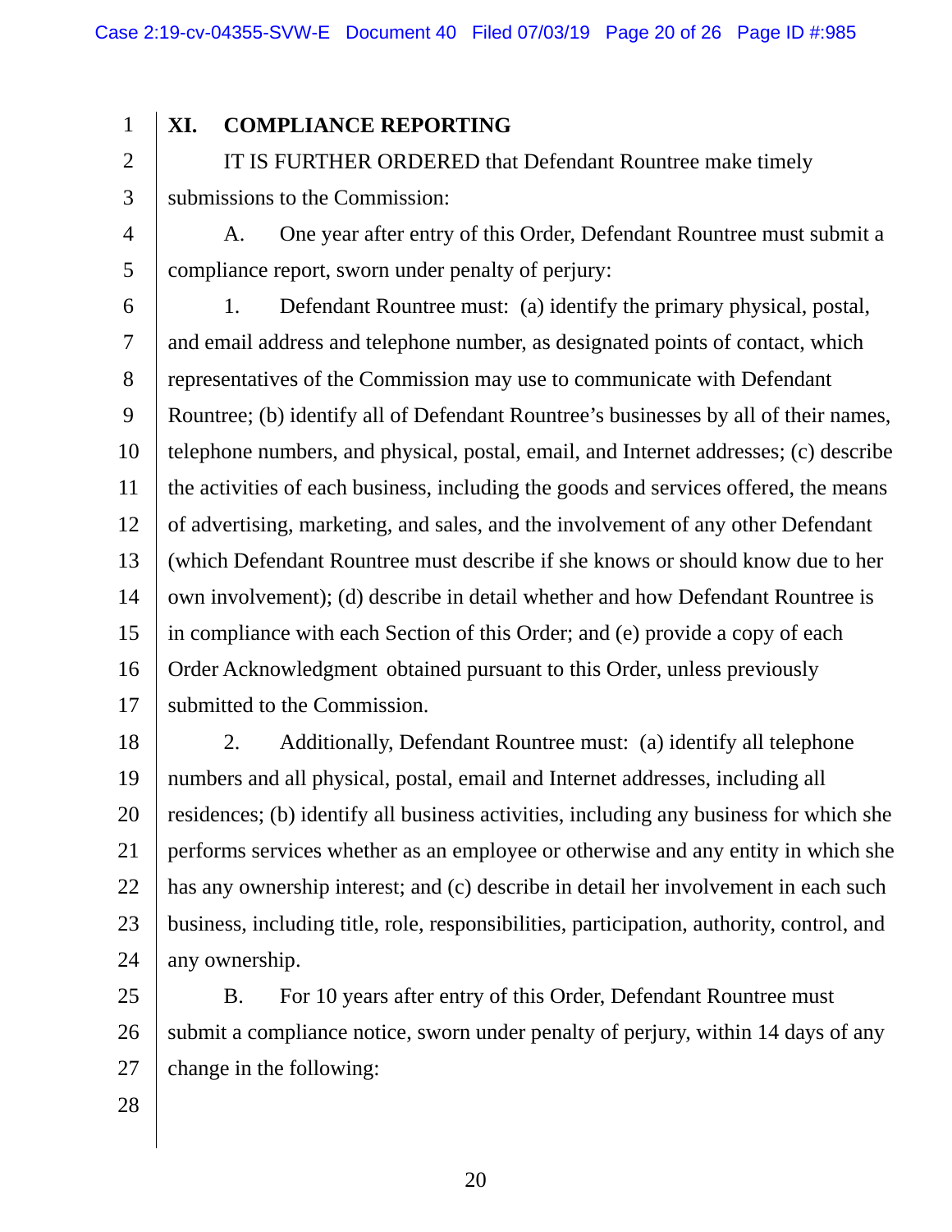## XI. COMPLIANCE REPORTING

IT IS FURTHER ORDERED that Defendant Rountree make timely submissions to the Commission:

A. One year after entry of this Order, Defendant Rountree must submit a compliance report, sworn under penalty of perjury:

1. Defendant Rountree must: (a) identify the primary physical, postal, and email address and telephone number, as designated points of contact, which representatives of the Commission may use to communicate with Defendant Rountree; (b) identify all of Defendant Rountree's businesses by all of their names, telephone numbers, and physical, postal, email, and Internet addresses; (c) describe the activities of each business, including the goods and services offered, the means of advertising, marketing, and sales, and the involvement of any other Defendant (which Defendant Rountree must describe if she knows or should know due to her own involvement); (d) describe in detail whether and how Defendant Rountree is in compliance with each Section of this Order; and (e) provide a copy of each Order Acknowledgment obtained pursuant to this Order, unless previously submitted to the Commission.

2. Additionally, Defendant Rountree must: (a) identify all telephone numbers and all physical, postal, email and Internet addresses, including all residences; (b) identify all business activities, including any business for which she performs services whether as an employee or otherwise and any entity in which she has any ownership interest; and (c) describe in detail her involvement in each such business, including title, role, responsibilities, participation, authority, control, and any ownership.

B. For 10 years after entry of this Order, Defendant Rountree must submit a compliance notice, sworn under penalty of perjury, within 14 days of any change in the following: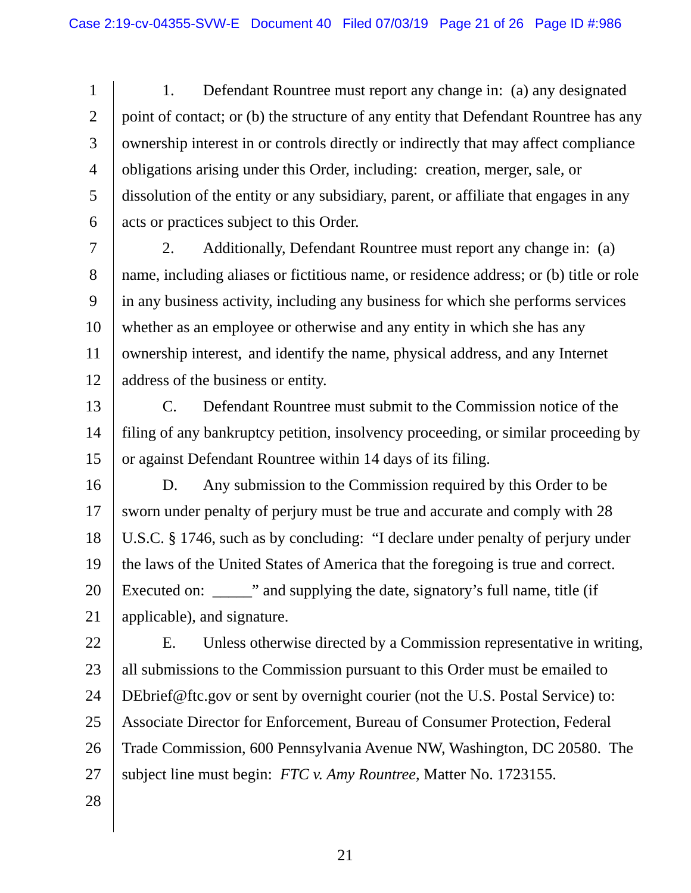1. Defendant Rountree must report any change in: (a) any designated point of contact; or (b) the structure of any entity that Defendant Rountree has any ownership interest in or controls directly or indirectly that may affect compliance obligations arising under this Order, including: creation, merger, sale, or dissolution of the entity or any subsidiary, parent, or affiliate that engages in any acts or practices subject to this Order.

2. Additionally, Defendant Rountree must report any change in: (a) name, including aliases or fictitious name, or residence address; or (b) title or role in any business activity, including any business for which she performs services whether as an employee or otherwise and any entity in which she has any ownership interest, and identify the name, physical address, and any Internet address of the business or entity.

C. Defendant Rountree must submit to the Commission notice of the filing of any bankruptcy petition, insolvency proceeding, or similar proceeding by or against Defendant Rountree within 14 days of its filing.

D. Any submission to the Commission required by this Order to be sworn under penalty of perjury must be true and accurate and comply with 28 U.S.C. § 1746, such as by concluding: "I declare under penalty of perjury under the laws of the United States of America that the foregoing is true and correct. Executed on: _____" and supplying the date, signatory's full name, title (if applicable), and signature.

E. Unless otherwise directed by a Commission representative in writing, all submissions to the Commission pursuant to this Order must be emailed to DEbrief@ftc.gov or sent by overnight courier (not the U.S. Postal Service) to: Associate Director for Enforcement, Bureau of Consumer Protection, Federal Trade Commission, 600 Pennsylvania Avenue NW, Washington, DC 20580. The subject line must begin: *FTC v. Amy Rountree*, Matter No. 1723155.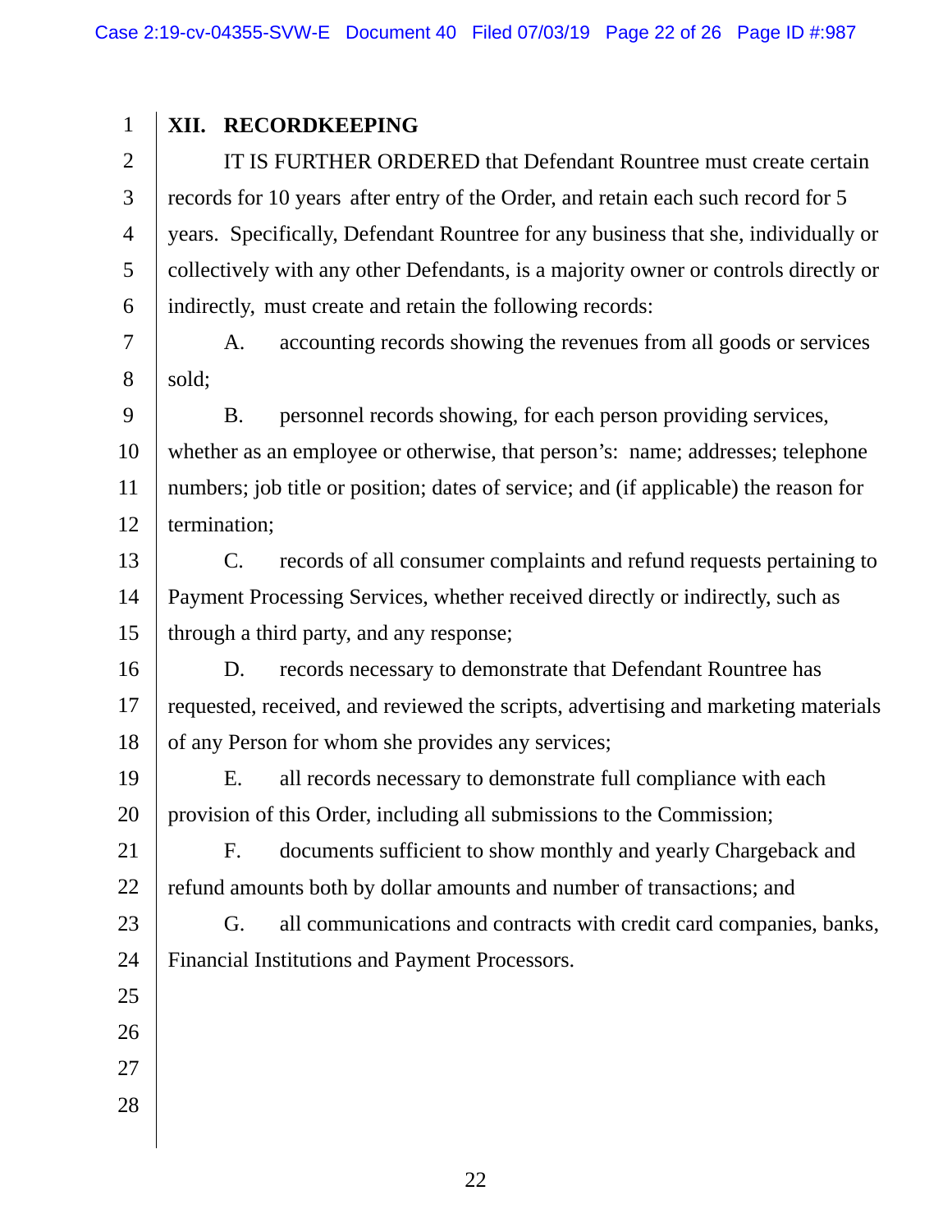## XII. RECORDKEEPING

IT IS FURTHER ORDERED that Defendant Rountree must create certain records for 10 years after entry of the Order, and retain each such record for 5 years. Specifically, Defendant Rountree for any business that she, individually or collectively with any other Defendants, is a majority owner or controls directly or indirectly, must create and retain the following records:

A. accounting records showing the revenues from all goods or services sold;

B. personnel records showing, for each person providing services, whether as an employee or otherwise, that person's: name; addresses; telephone numbers; job title or position; dates of service; and (if applicable) the reason for termination;

C. records of all consumer complaints and refund requests pertaining to Payment Processing Services, whether received directly or indirectly, such as through a third party, and any response;

D. records necessary to demonstrate that Defendant Rountree has requested, received, and reviewed the scripts, advertising and marketing materials of any Person for whom she provides any services;

E. all records necessary to demonstrate full compliance with each provision of this Order, including all submissions to the Commission;

F. documents sufficient to show monthly and yearly Chargeback and refund amounts both by dollar amounts and number of transactions; and

G. all communications and contracts with credit card companies, banks, Financial Institutions and Payment Processors.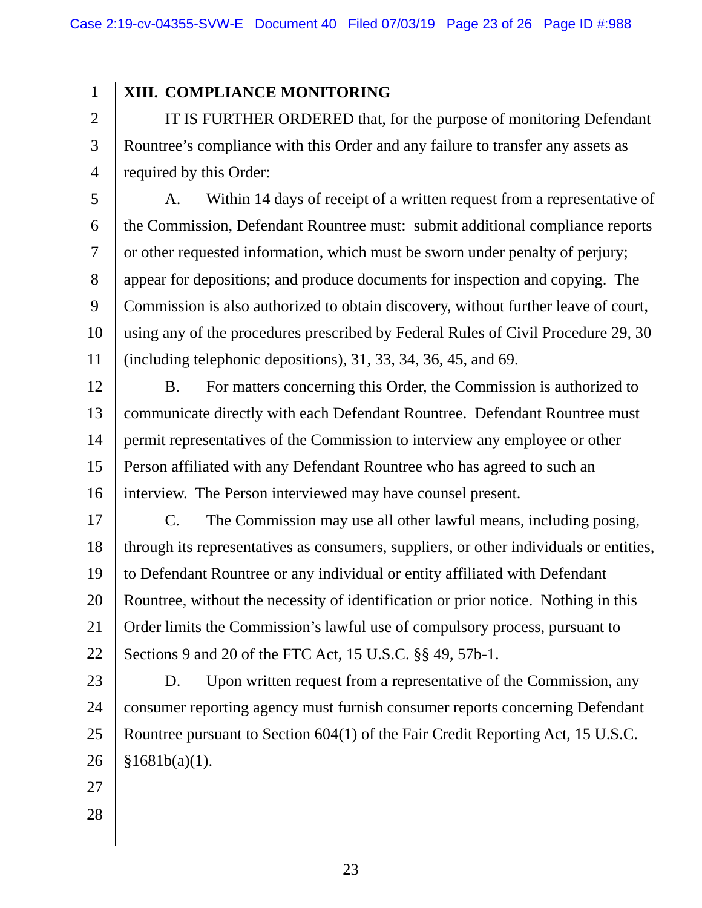## XIII. COMPLIANCE MONITORING

IT IS FURTHER ORDERED that, for the purpose of monitoring Defendant Rountree's compliance with this Order and any failure to transfer any assets as required by this Order:

A. Within 14 days of receipt of a written request from a representative of the Commission, Defendant Rountree must: submit additional compliance reports or other requested information, which must be sworn under penalty of perjury; appear for depositions; and produce documents for inspection and copying. The Commission is also authorized to obtain discovery, without further leave of court, using any of the procedures prescribed by Federal Rules of Civil Procedure 29, 30 (including telephonic depositions), 31, 33, 34, 36, 45, and 69.

B. For matters concerning this Order, the Commission is authorized to communicate directly with each Defendant Rountree. Defendant Rountree must permit representatives of the Commission to interview any employee or other Person affiliated with any Defendant Rountree who has agreed to such an interview. The Person interviewed may have counsel present.

C. The Commission may use all other lawful means, including posing, through its representatives as consumers, suppliers, or other individuals or entities, to Defendant Rountree or any individual or entity affiliated with Defendant Rountree, without the necessity of identification or prior notice. Nothing in this Order limits the Commission's lawful use of compulsory process, pursuant to Sections 9 and 20 of the FTC Act, 15 U.S.C. §§ 49, 57b-1.

D. Upon written request from a representative of the Commission, any consumer reporting agency must furnish consumer reports concerning Defendant Rountree pursuant to Section 604(1) of the Fair Credit Reporting Act, 15 U.S.C. §1681b(a)(1).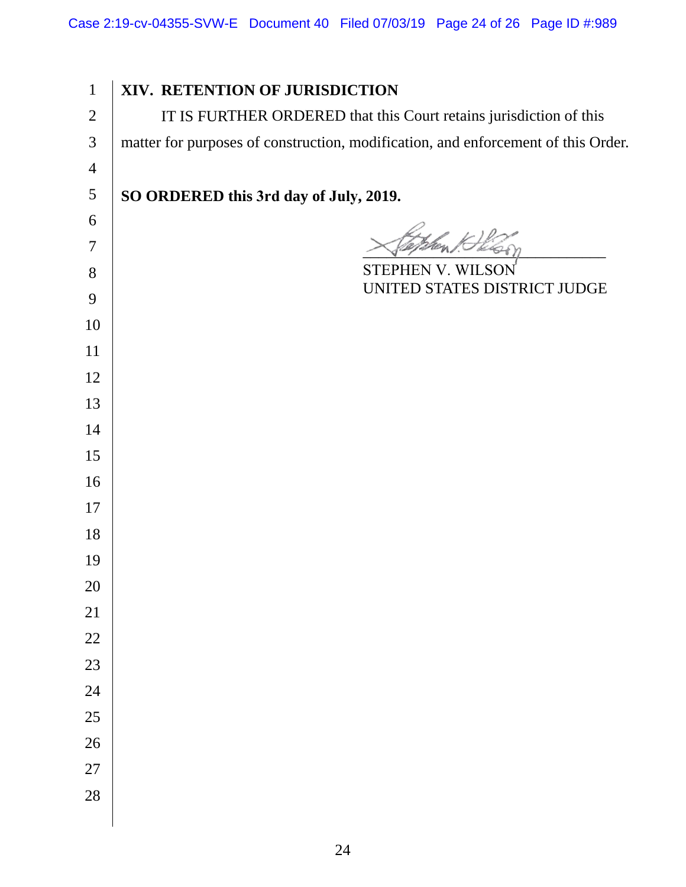## XIV. RETENTION OF JURISDICTION

IT IS FURTHER ORDERED that this Court retains jurisdiction of this matter for purposes of construction, modification, and enforcement of this Order.

**SO ORDERED this 3rd day of July, 2019.**

STEPHEN V. WILSON
UNITED STATES DISTRICT JUDGE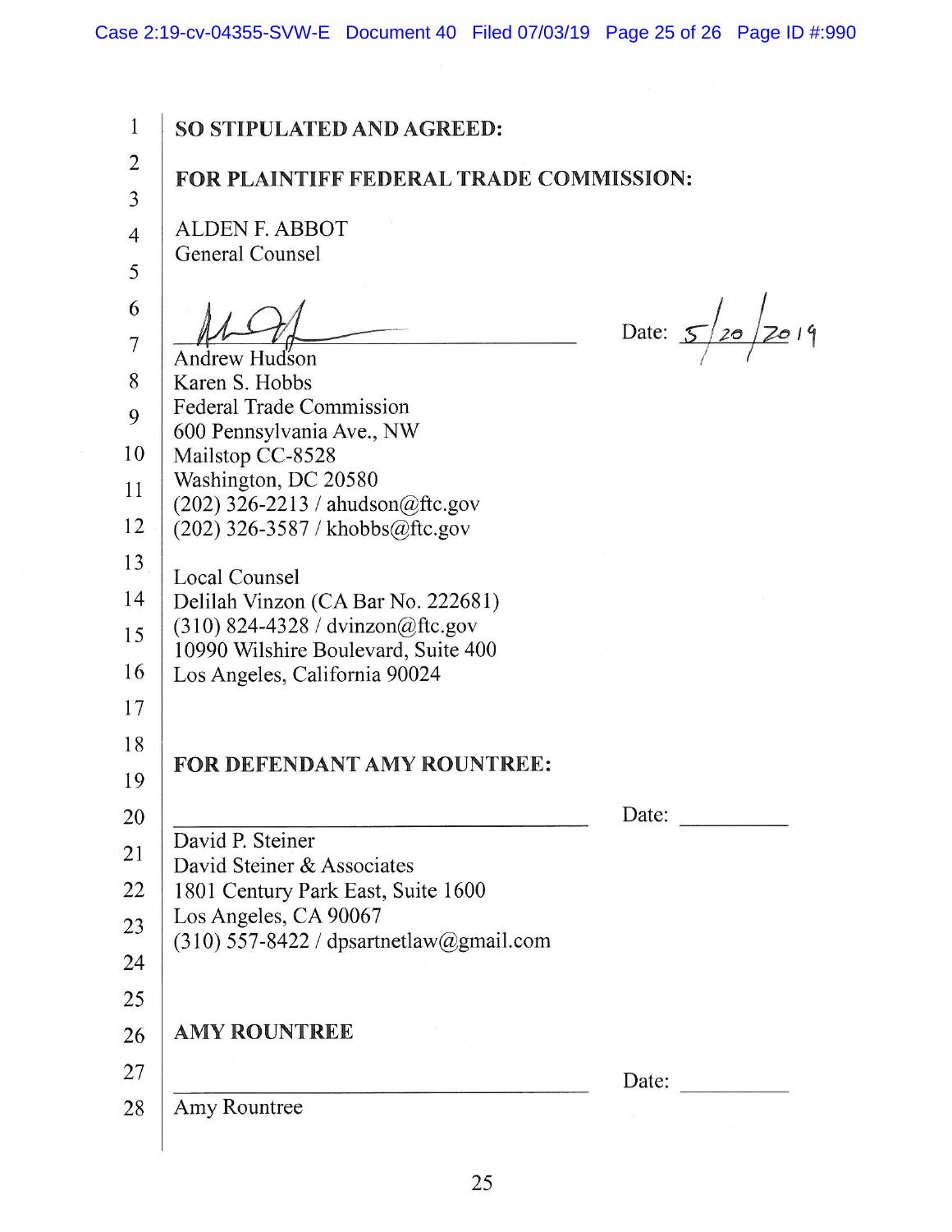**SO STIPULATED AND AGREED:**

**FOR PLAINTIFF FEDERAL TRADE COMMISSION:**

ALDEN F. ABBOT
General Counsel

_______________________________ Date: 5/20/2019
Andrew Hudson
Karen S. Hobbs
Federal Trade Commission
600 Pennsylvania Ave., NW
Mailstop CC-8528
Washington, DC 20580
(202) 326-2213 / ahudson@ftc.gov
(202) 326-3587 / khobbs@ftc.gov

Local Counsel
Delilah Vinzon (CA Bar No. 222681)
(310) 824-4328 / dvinzon@ftc.gov
10990 Wilshire Boulevard, Suite 400
Los Angeles, California 90024

**FOR DEFENDANT AMY ROUNTREE:**

_______________________________ Date: __________
David P. Steiner
David Steiner & Associates
1801 Century Park East, Suite 1600
Los Angeles, CA 90067
(310) 557-8422 / dpsartnetlaw@gmail.com

**AMY ROUNTREE**

_______________________________ Date: __________
Amy Rountree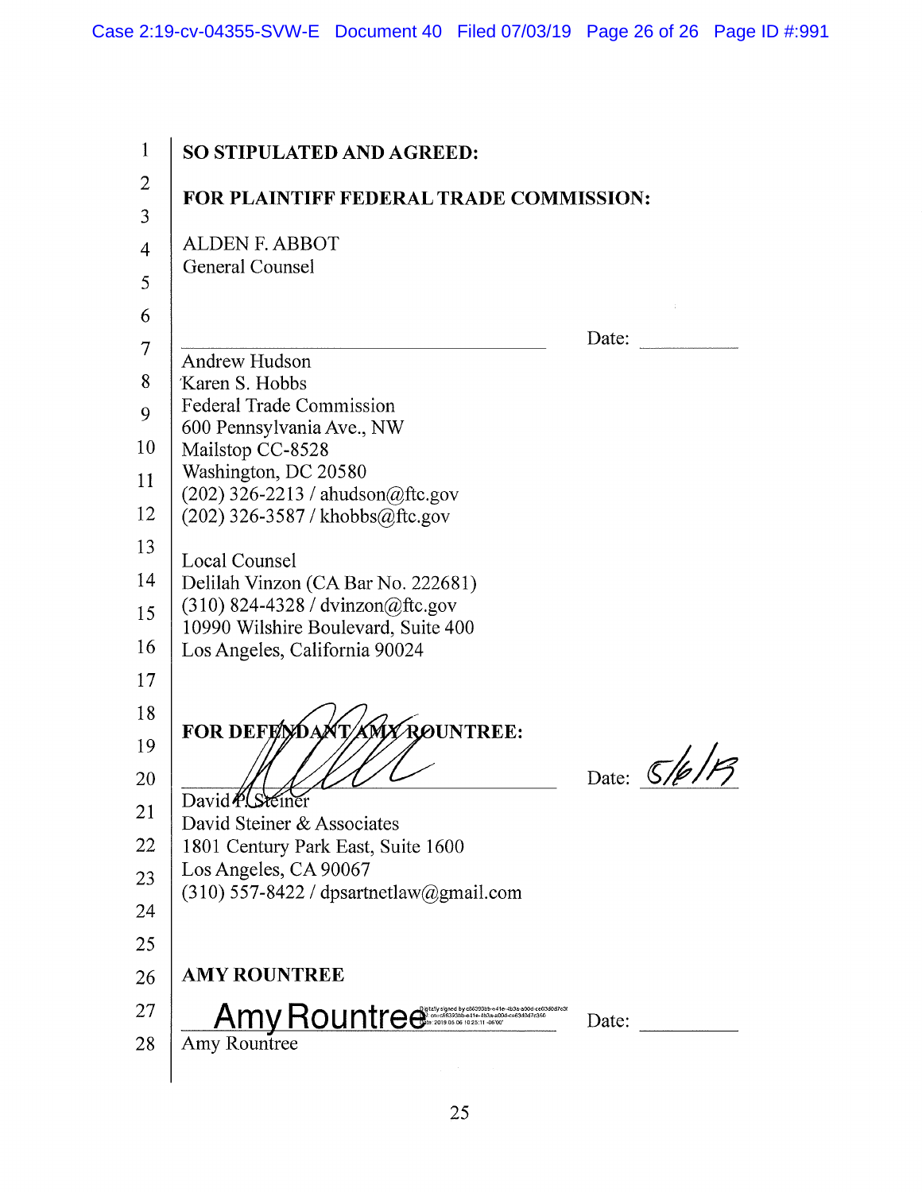**SO STIPULATED AND AGREED:**

**FOR PLAINTIFF FEDERAL TRADE COMMISSION:**

ALDEN F. ABBOT
General Counsel

\_\_\_\_\_\_\_\_\_\_\_\_\_\_\_\_\_\_\_\_\_\_\_\_\_\_\_\_\_\_\_\_\_\_ Date: \_\_\_\_\_\_\_\_

Andrew Hudson
Karen S. Hobbs
Federal Trade Commission
600 Pennsylvania Ave., NW
Mailstop CC-8528
Washington, DC 20580
(202) 326-2213 / ahudson@ftc.gov
(202) 326-3587 / khobbs@ftc.gov

Local Counsel
Delilah Vinzon (CA Bar No. 222681)
(310) 824-4328 / dvinzon@ftc.gov
10990 Wilshire Boulevard, Suite 400
Los Angeles, California 90024

**FOR DEFENDANT AMY ROUNTREE:**

\_\_\_\_\_\_\_\_\_\_\_\_\_\_\_\_\_\_\_\_\_\_\_\_\_\_\_\_\_\_\_\_\_\_ Date: 5/6/19

David P. Steiner
David Steiner & Associates
1801 Century Park East, Suite 1600
Los Angeles, CA 90067
(310) 557-8422 / dpsartnetlaw@gmail.com

**AMY ROUNTREE**

Amy Rountree \_\_\_\_\_\_\_\_\_\_\_\_\_\_\_\_\_\_\_\_ Date: \_\_\_\_\_\_\_\_

Amy Rountree